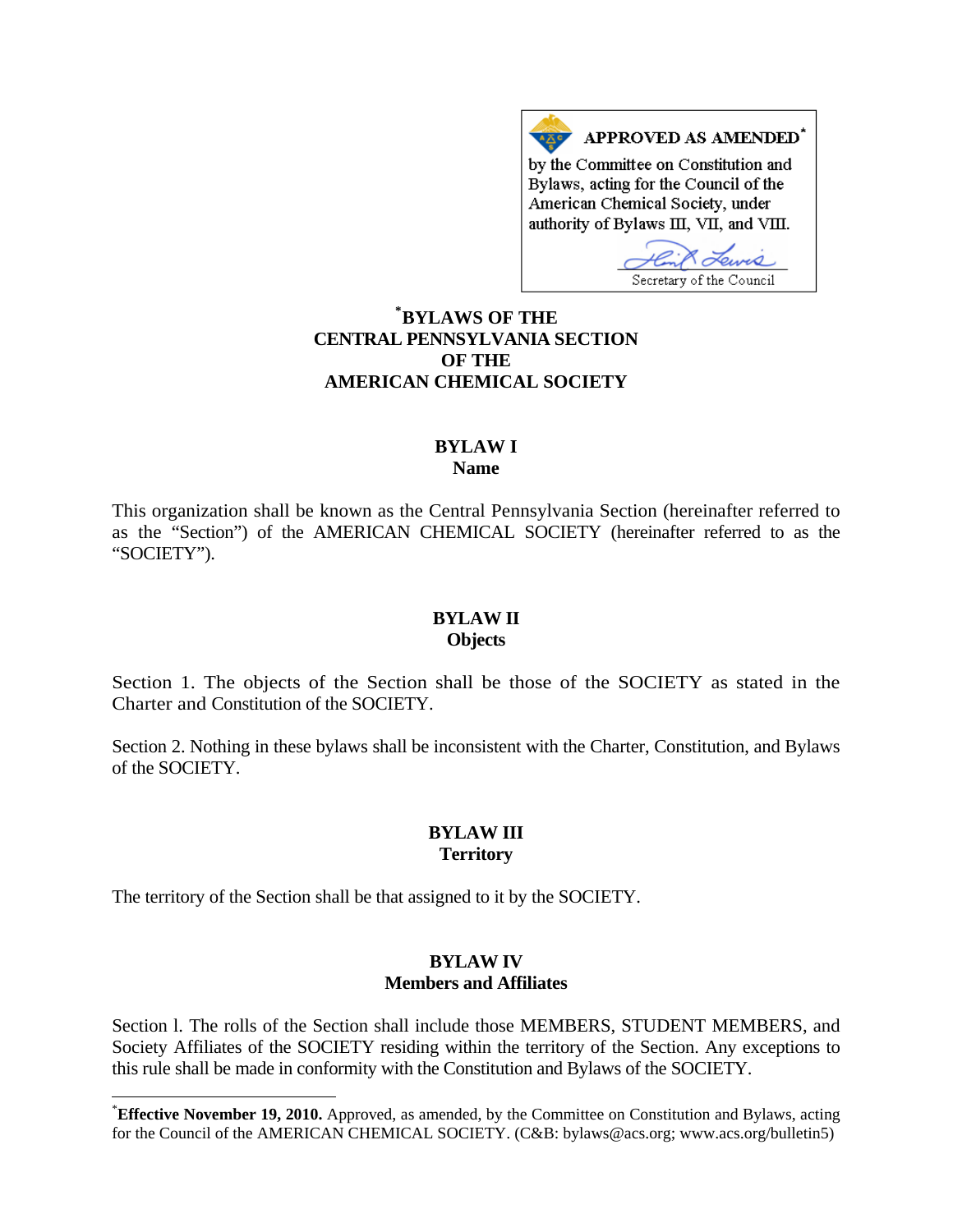APPROVED AS AMENDED*

by the Committee on Constitution and Bylaws, acting for the Council of the American Chemical Society, under authority of Bylaws III, VII, and VIII.

Secretary of the Council

# *BYLAWS OF THE CENTRAL PENNSYLVANIA SECTION OF THE AMERICAN CHEMICAL SOCIETY

## BYLAW I
### Name

This organization shall be known as the Central Pennsylvania Section (hereinafter referred to as the "Section") of the AMERICAN CHEMICAL SOCIETY (hereinafter referred to as the "SOCIETY").

## BYLAW II
### Objects

Section 1. The objects of the Section shall be those of the SOCIETY as stated in the Charter and Constitution of the SOCIETY.

Section 2. Nothing in these bylaws shall be inconsistent with the Charter, Constitution, and Bylaws of the SOCIETY.

## BYLAW III
### Territory

The territory of the Section shall be that assigned to it by the SOCIETY.

## BYLAW IV
### Members and Affiliates

Section l. The rolls of the Section shall include those MEMBERS, STUDENT MEMBERS, and Society Affiliates of the SOCIETY residing within the territory of the Section. Any exceptions to this rule shall be made in conformity with the Constitution and Bylaws of the SOCIETY.

---

***Effective November 19, 2010.** Approved, as amended, by the Committee on Constitution and Bylaws, acting for the Council of the AMERICAN CHEMICAL SOCIETY. (C&B: bylaws@acs.org; www.acs.org/bulletin5)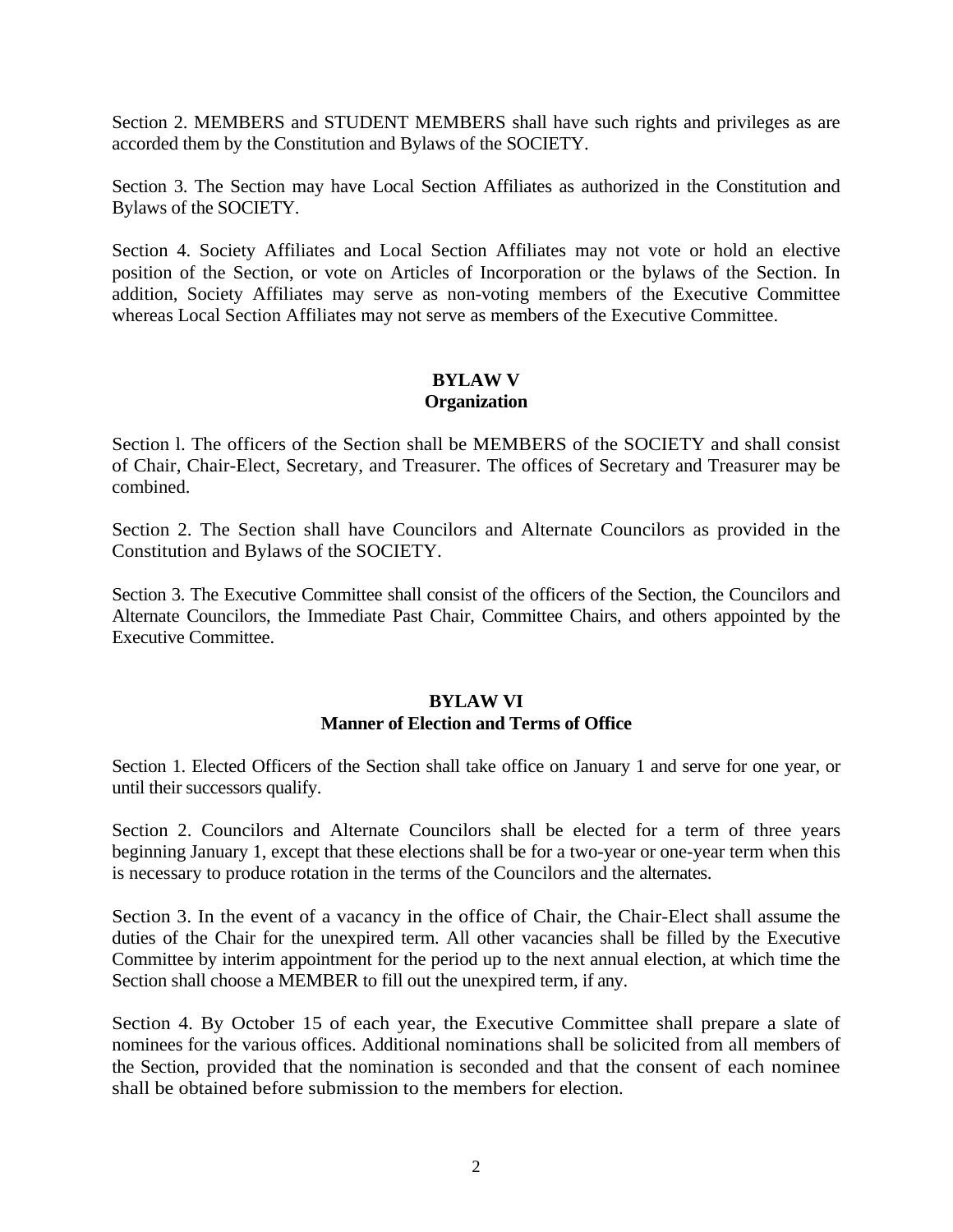Section 2. MEMBERS and STUDENT MEMBERS shall have such rights and privileges as are accorded them by the Constitution and Bylaws of the SOCIETY.

Section 3. The Section may have Local Section Affiliates as authorized in the Constitution and Bylaws of the SOCIETY.

Section 4. Society Affiliates and Local Section Affiliates may not vote or hold an elective position of the Section, or vote on Articles of Incorporation or the bylaws of the Section. In addition, Society Affiliates may serve as non-voting members of the Executive Committee whereas Local Section Affiliates may not serve as members of the Executive Committee.

## BYLAW V
## Organization

Section l. The officers of the Section shall be MEMBERS of the SOCIETY and shall consist of Chair, Chair-Elect, Secretary, and Treasurer. The offices of Secretary and Treasurer may be combined.

Section 2. The Section shall have Councilors and Alternate Councilors as provided in the Constitution and Bylaws of the SOCIETY.

Section 3. The Executive Committee shall consist of the officers of the Section, the Councilors and Alternate Councilors, the Immediate Past Chair, Committee Chairs, and others appointed by the Executive Committee.

## BYLAW VI
## Manner of Election and Terms of Office

Section 1. Elected Officers of the Section shall take office on January 1 and serve for one year, or until their successors qualify.

Section 2. Councilors and Alternate Councilors shall be elected for a term of three years beginning January 1, except that these elections shall be for a two-year or one-year term when this is necessary to produce rotation in the terms of the Councilors and the alternates.

Section 3. In the event of a vacancy in the office of Chair, the Chair-Elect shall assume the duties of the Chair for the unexpired term. All other vacancies shall be filled by the Executive Committee by interim appointment for the period up to the next annual election, at which time the Section shall choose a MEMBER to fill out the unexpired term, if any.

Section 4. By October 15 of each year, the Executive Committee shall prepare a slate of nominees for the various offices. Additional nominations shall be solicited from all members of the Section, provided that the nomination is seconded and that the consent of each nominee shall be obtained before submission to the members for election.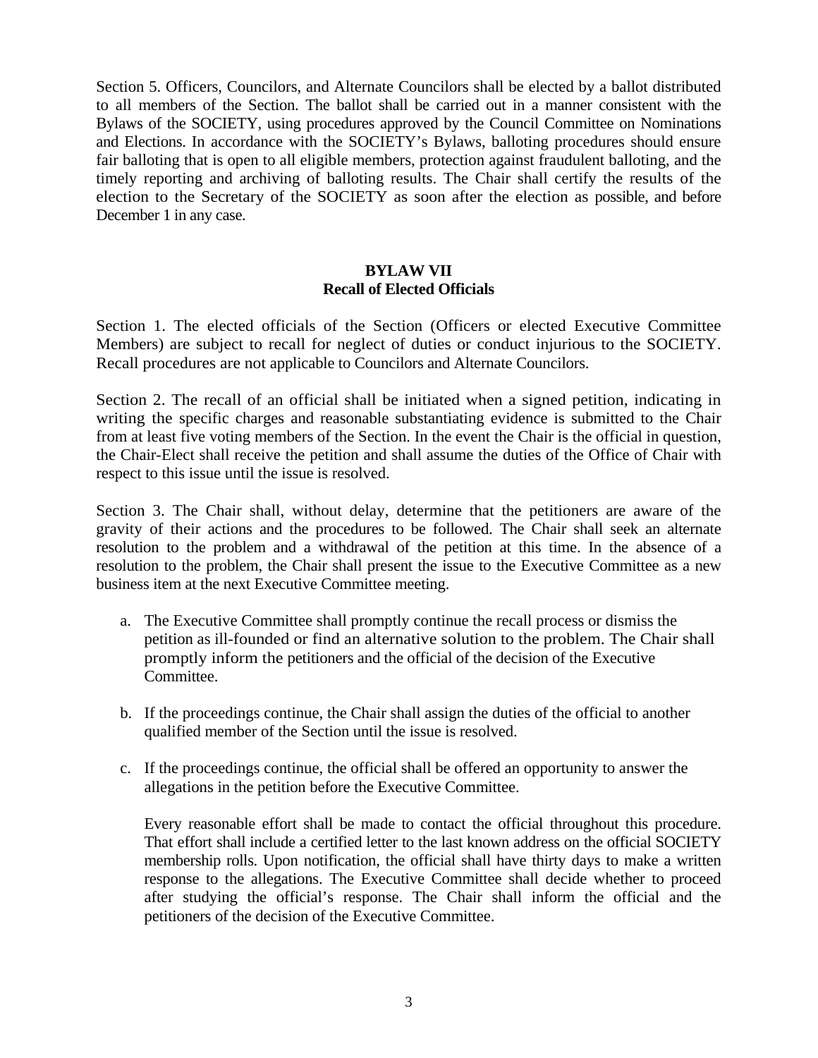Section 5. Officers, Councilors, and Alternate Councilors shall be elected by a ballot distributed to all members of the Section. The ballot shall be carried out in a manner consistent with the Bylaws of the SOCIETY, using procedures approved by the Council Committee on Nominations and Elections. In accordance with the SOCIETY's Bylaws, balloting procedures should ensure fair balloting that is open to all eligible members, protection against fraudulent balloting, and the timely reporting and archiving of balloting results. The Chair shall certify the results of the election to the Secretary of the SOCIETY as soon after the election as possible, and before December 1 in any case.

## BYLAW VII
## Recall of Elected Officials

Section 1. The elected officials of the Section (Officers or elected Executive Committee Members) are subject to recall for neglect of duties or conduct injurious to the SOCIETY. Recall procedures are not applicable to Councilors and Alternate Councilors.

Section 2. The recall of an official shall be initiated when a signed petition, indicating in writing the specific charges and reasonable substantiating evidence is submitted to the Chair from at least five voting members of the Section. In the event the Chair is the official in question, the Chair-Elect shall receive the petition and shall assume the duties of the Office of Chair with respect to this issue until the issue is resolved.

Section 3. The Chair shall, without delay, determine that the petitioners are aware of the gravity of their actions and the procedures to be followed. The Chair shall seek an alternate resolution to the problem and a withdrawal of the petition at this time. In the absence of a resolution to the problem, the Chair shall present the issue to the Executive Committee as a new business item at the next Executive Committee meeting.

a. The Executive Committee shall promptly continue the recall process or dismiss the petition as ill-founded or find an alternative solution to the problem. The Chair shall promptly inform the petitioners and the official of the decision of the Executive Committee.

b. If the proceedings continue, the Chair shall assign the duties of the official to another qualified member of the Section until the issue is resolved.

c. If the proceedings continue, the official shall be offered an opportunity to answer the allegations in the petition before the Executive Committee.

   Every reasonable effort shall be made to contact the official throughout this procedure. That effort shall include a certified letter to the last known address on the official SOCIETY membership rolls. Upon notification, the official shall have thirty days to make a written response to the allegations. The Executive Committee shall decide whether to proceed after studying the official's response. The Chair shall inform the official and the petitioners of the decision of the Executive Committee.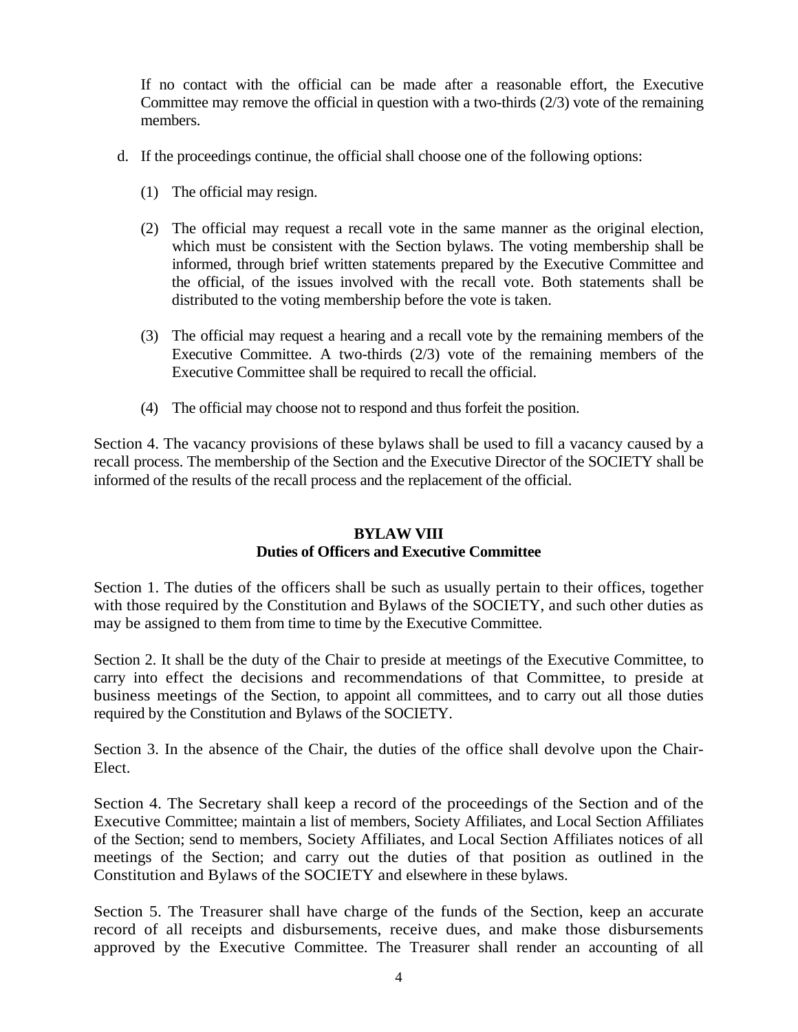If no contact with the official can be made after a reasonable effort, the Executive Committee may remove the official in question with a two-thirds (2/3) vote of the remaining members.

d. If the proceedings continue, the official shall choose one of the following options:

   (1) The official may resign.

   (2) The official may request a recall vote in the same manner as the original election, which must be consistent with the Section bylaws. The voting membership shall be informed, through brief written statements prepared by the Executive Committee and the official, of the issues involved with the recall vote. Both statements shall be distributed to the voting membership before the vote is taken.

   (3) The official may request a hearing and a recall vote by the remaining members of the Executive Committee. A two-thirds (2/3) vote of the remaining members of the Executive Committee shall be required to recall the official.

   (4) The official may choose not to respond and thus forfeit the position.

Section 4. The vacancy provisions of these bylaws shall be used to fill a vacancy caused by a recall process. The membership of the Section and the Executive Director of the SOCIETY shall be informed of the results of the recall process and the replacement of the official.

## BYLAW VIII
## Duties of Officers and Executive Committee

Section 1. The duties of the officers shall be such as usually pertain to their offices, together with those required by the Constitution and Bylaws of the SOCIETY, and such other duties as may be assigned to them from time to time by the Executive Committee.

Section 2. It shall be the duty of the Chair to preside at meetings of the Executive Committee, to carry into effect the decisions and recommendations of that Committee, to preside at business meetings of the Section, to appoint all committees, and to carry out all those duties required by the Constitution and Bylaws of the SOCIETY.

Section 3. In the absence of the Chair, the duties of the office shall devolve upon the Chair-Elect.

Section 4. The Secretary shall keep a record of the proceedings of the Section and of the Executive Committee; maintain a list of members, Society Affiliates, and Local Section Affiliates of the Section; send to members, Society Affiliates, and Local Section Affiliates notices of all meetings of the Section; and carry out the duties of that position as outlined in the Constitution and Bylaws of the SOCIETY and elsewhere in these bylaws.

Section 5. The Treasurer shall have charge of the funds of the Section, keep an accurate record of all receipts and disbursements, receive dues, and make those disbursements approved by the Executive Committee. The Treasurer shall render an accounting of all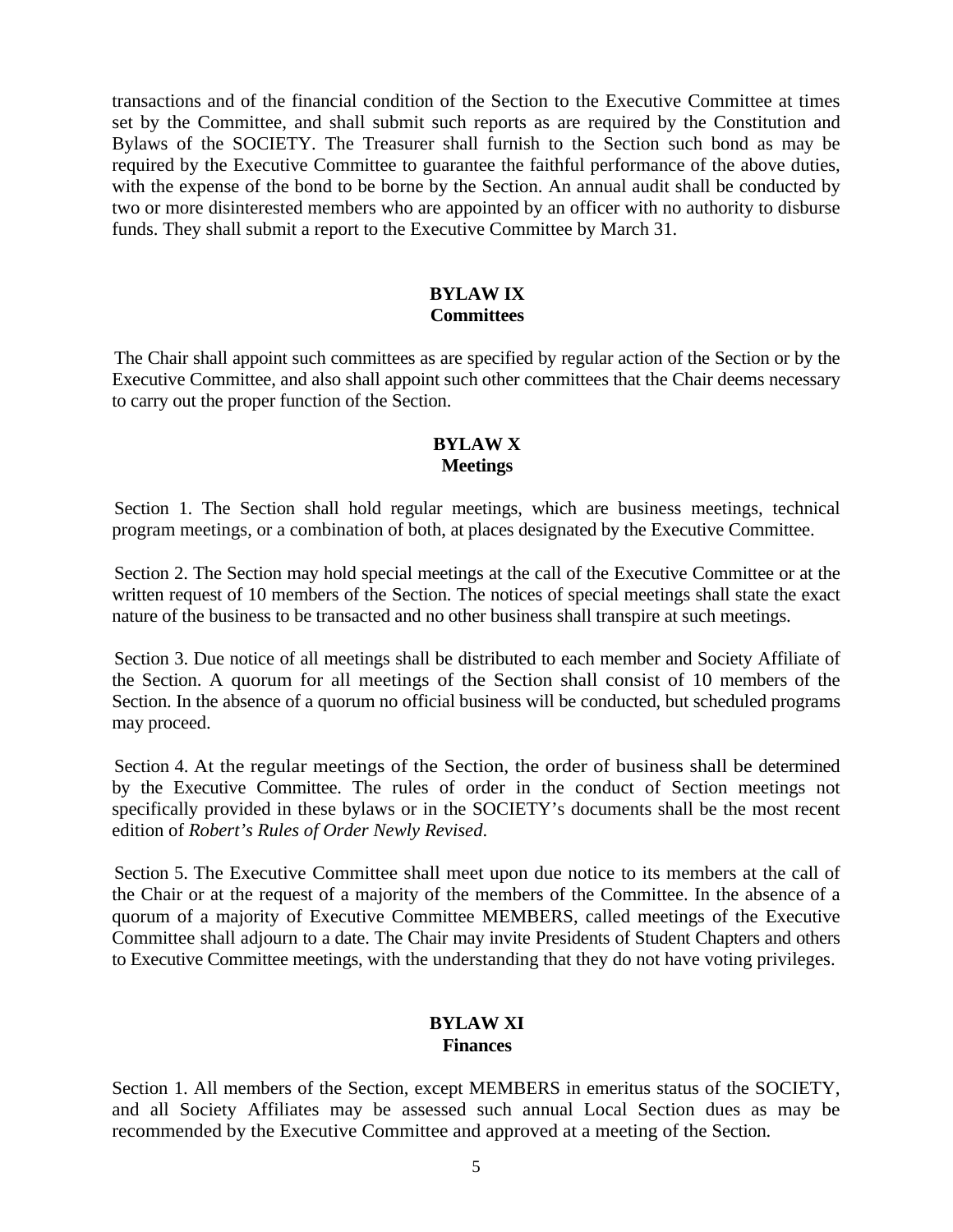transactions and of the financial condition of the Section to the Executive Committee at times set by the Committee, and shall submit such reports as are required by the Constitution and Bylaws of the SOCIETY. The Treasurer shall furnish to the Section such bond as may be required by the Executive Committee to guarantee the faithful performance of the above duties, with the expense of the bond to be borne by the Section. An annual audit shall be conducted by two or more disinterested members who are appointed by an officer with no authority to disburse funds. They shall submit a report to the Executive Committee by March 31.

## BYLAW IX
## Committees

The Chair shall appoint such committees as are specified by regular action of the Section or by the Executive Committee, and also shall appoint such other committees that the Chair deems necessary to carry out the proper function of the Section.

## BYLAW X
## Meetings

Section 1. The Section shall hold regular meetings, which are business meetings, technical program meetings, or a combination of both, at places designated by the Executive Committee.

Section 2. The Section may hold special meetings at the call of the Executive Committee or at the written request of 10 members of the Section. The notices of special meetings shall state the exact nature of the business to be transacted and no other business shall transpire at such meetings.

Section 3. Due notice of all meetings shall be distributed to each member and Society Affiliate of the Section. A quorum for all meetings of the Section shall consist of 10 members of the Section. In the absence of a quorum no official business will be conducted, but scheduled programs may proceed.

Section 4. At the regular meetings of the Section, the order of business shall be determined by the Executive Committee. The rules of order in the conduct of Section meetings not specifically provided in these bylaws or in the SOCIETY's documents shall be the most recent edition of *Robert's Rules of Order Newly Revised*.

Section 5. The Executive Committee shall meet upon due notice to its members at the call of the Chair or at the request of a majority of the members of the Committee. In the absence of a quorum of a majority of Executive Committee MEMBERS, called meetings of the Executive Committee shall adjourn to a date. The Chair may invite Presidents of Student Chapters and others to Executive Committee meetings, with the understanding that they do not have voting privileges.

## BYLAW XI
## Finances

Section 1. All members of the Section, except MEMBERS in emeritus status of the SOCIETY, and all Society Affiliates may be assessed such annual Local Section dues as may be recommended by the Executive Committee and approved at a meeting of the Section.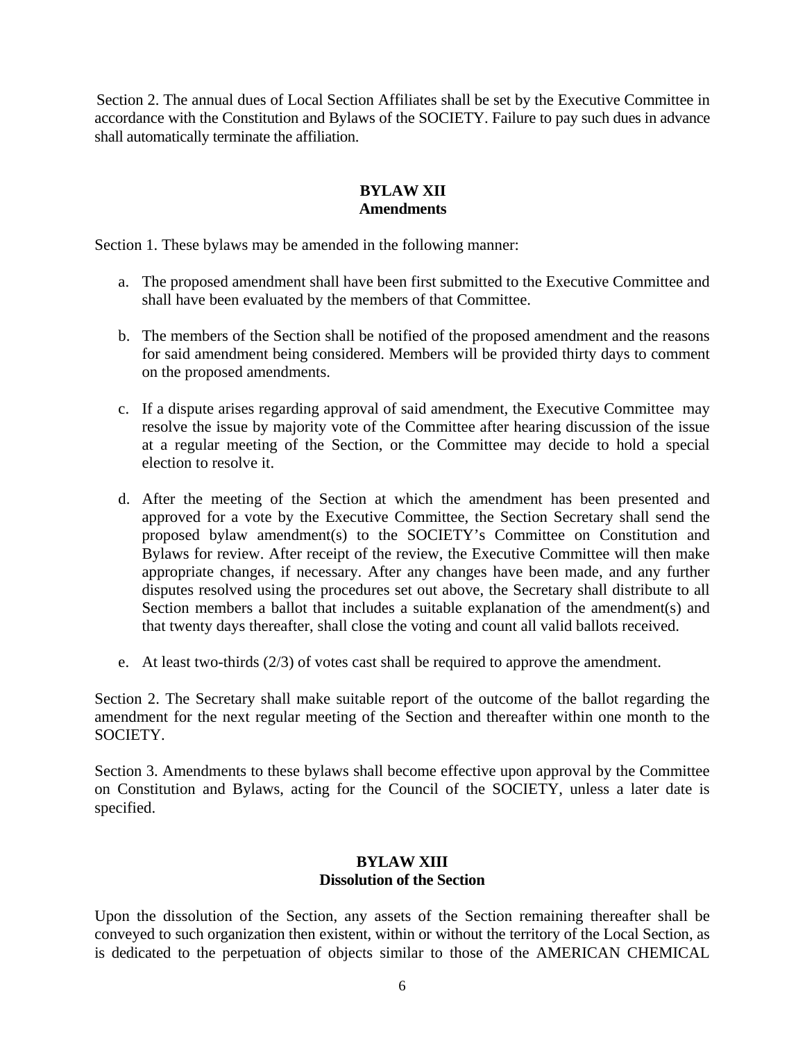Section 2. The annual dues of Local Section Affiliates shall be set by the Executive Committee in accordance with the Constitution and Bylaws of the SOCIETY. Failure to pay such dues in advance shall automatically terminate the affiliation.

## BYLAW XII
## Amendments

Section 1. These bylaws may be amended in the following manner:

a. The proposed amendment shall have been first submitted to the Executive Committee and shall have been evaluated by the members of that Committee.

b. The members of the Section shall be notified of the proposed amendment and the reasons for said amendment being considered. Members will be provided thirty days to comment on the proposed amendments.

c. If a dispute arises regarding approval of said amendment, the Executive Committee may resolve the issue by majority vote of the Committee after hearing discussion of the issue at a regular meeting of the Section, or the Committee may decide to hold a special election to resolve it.

d. After the meeting of the Section at which the amendment has been presented and approved for a vote by the Executive Committee, the Section Secretary shall send the proposed bylaw amendment(s) to the SOCIETY's Committee on Constitution and Bylaws for review. After receipt of the review, the Executive Committee will then make appropriate changes, if necessary. After any changes have been made, and any further disputes resolved using the procedures set out above, the Secretary shall distribute to all Section members a ballot that includes a suitable explanation of the amendment(s) and that twenty days thereafter, shall close the voting and count all valid ballots received.

e. At least two-thirds (2/3) of votes cast shall be required to approve the amendment.

Section 2. The Secretary shall make suitable report of the outcome of the ballot regarding the amendment for the next regular meeting of the Section and thereafter within one month to the SOCIETY.

Section 3. Amendments to these bylaws shall become effective upon approval by the Committee on Constitution and Bylaws, acting for the Council of the SOCIETY, unless a later date is specified.

## BYLAW XIII
## Dissolution of the Section

Upon the dissolution of the Section, any assets of the Section remaining thereafter shall be conveyed to such organization then existent, within or without the territory of the Local Section, as is dedicated to the perpetuation of objects similar to those of the AMERICAN CHEMICAL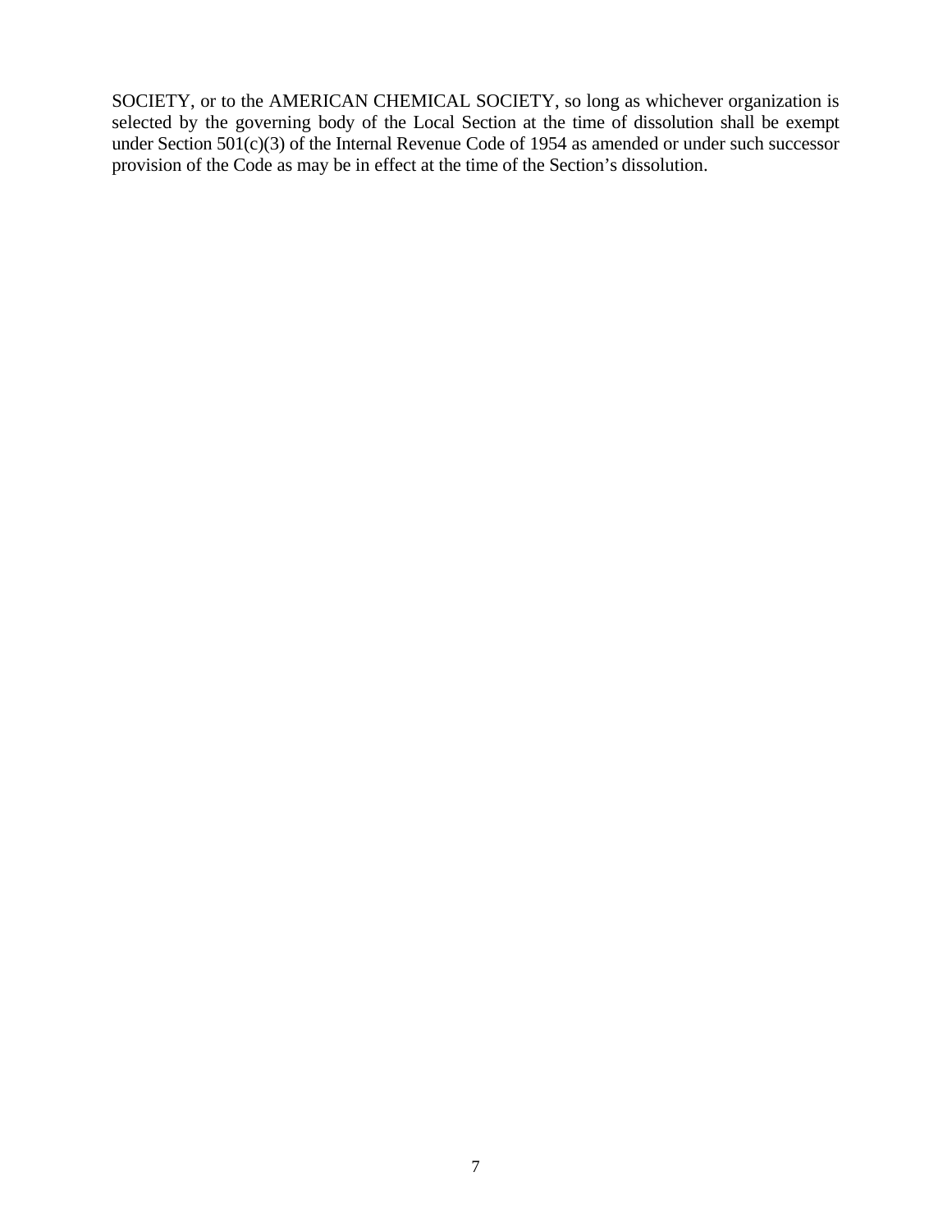SOCIETY, or to the AMERICAN CHEMICAL SOCIETY, so long as whichever organization is selected by the governing body of the Local Section at the time of dissolution shall be exempt under Section 501(c)(3) of the Internal Revenue Code of 1954 as amended or under such successor provision of the Code as may be in effect at the time of the Section's dissolution.